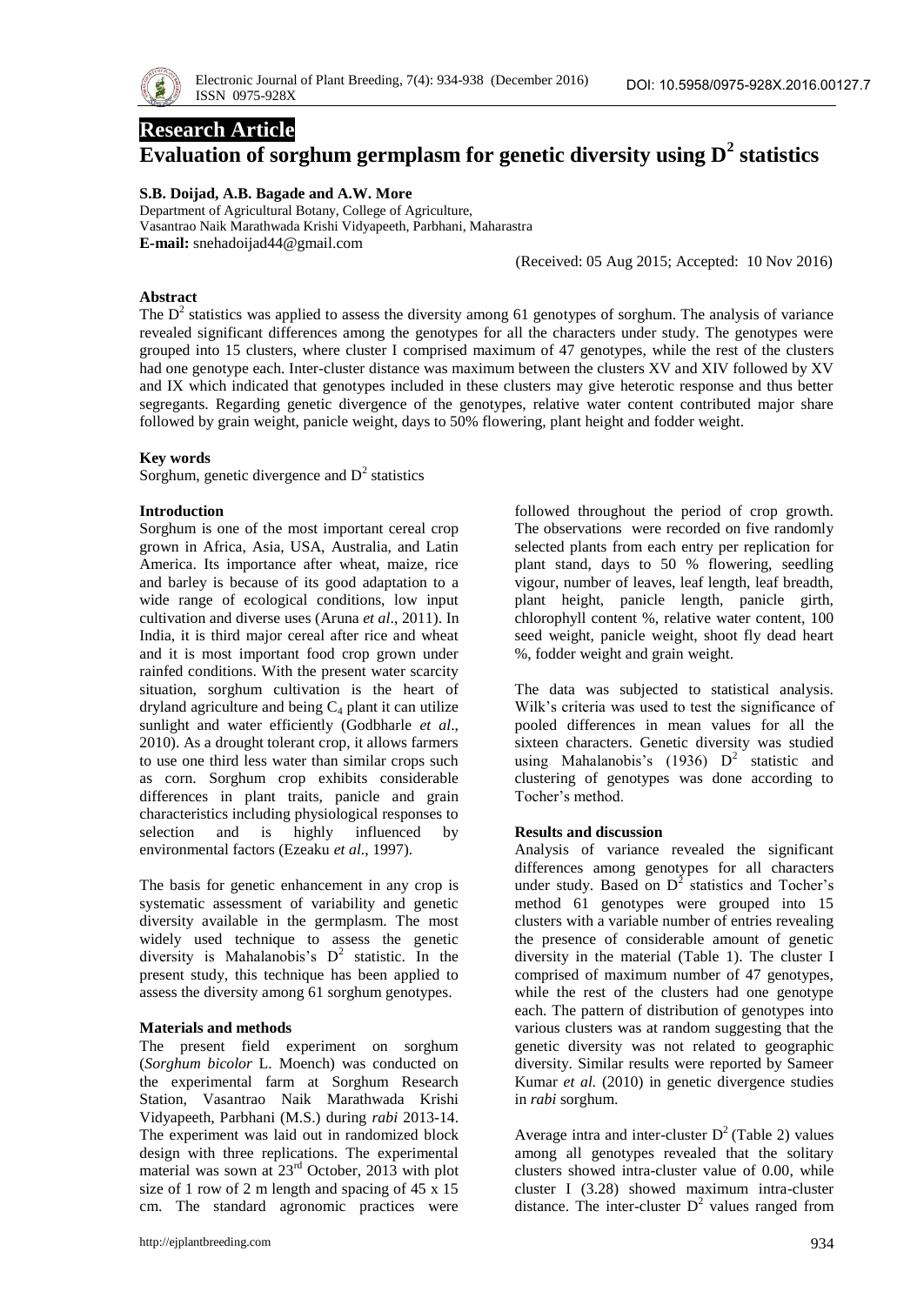Research Article

# Evaluation of sorghum germplasm for genetic diversity using $D^2$ statistics

**S.B. Doijad, A.B. Bagade and A.W. More**

Department of Agricultural Botany, College of Agriculture,
Vasantrao Naik Marathwada Krishi Vidyapeeth, Parbhani, Maharastra
**E-mail:** snehadoijad44@gmail.com

(Received: 05 Aug 2015; Accepted: 10 Nov 2016)

### Abstract

The $D^2$ statistics was applied to assess the diversity among 61 genotypes of sorghum. The analysis of variance revealed significant differences among the genotypes for all the characters under study. The genotypes were grouped into 15 clusters, where cluster I comprised maximum of 47 genotypes, while the rest of the clusters had one genotype each. Inter-cluster distance was maximum between the clusters XV and XIV followed by XV and IX which indicated that genotypes included in these clusters may give heterotic response and thus better segregants. Regarding genetic divergence of the genotypes, relative water content contributed major share followed by grain weight, panicle weight, days to 50% flowering, plant height and fodder weight.

### Key words

Sorghum, genetic divergence and $D^2$ statistics

### Introduction

Sorghum is one of the most important cereal crop grown in Africa, Asia, USA, Australia, and Latin America. Its importance after wheat, maize, rice and barley is because of its good adaptation to a wide range of ecological conditions, low input cultivation and diverse uses (Aruna *et al*., 2011). In India, it is third major cereal after rice and wheat and it is most important food crop grown under rainfed conditions. With the present water scarcity situation, sorghum cultivation is the heart of dryland agriculture and being $C_4$ plant it can utilize sunlight and water efficiently (Godbharle *et al*., 2010). As a drought tolerant crop, it allows farmers to use one third less water than similar crops such as corn. Sorghum crop exhibits considerable differences in plant traits, panicle and grain characteristics including physiological responses to selection and is highly influenced by environmental factors (Ezeaku *et al*., 1997).

The basis for genetic enhancement in any crop is systematic assessment of variability and genetic diversity available in the germplasm. The most widely used technique to assess the genetic diversity is Mahalanobis's $D^2$ statistic. In the present study, this technique has been applied to assess the diversity among 61 sorghum genotypes.

### Materials and methods

The present field experiment on sorghum (*Sorghum bicolor* L. Moench) was conducted on the experimental farm at Sorghum Research Station, Vasantrao Naik Marathwada Krishi Vidyapeeth, Parbhani (M.S.) during *rabi* 2013-14. The experiment was laid out in randomized block design with three replications. The experimental material was sown at 23rd October, 2013 with plot size of 1 row of 2 m length and spacing of 45 x 15 cm. The standard agronomic practices were followed throughout the period of crop growth. The observations were recorded on five randomly selected plants from each entry per replication for plant stand, days to 50 % flowering, seedling vigour, number of leaves, leaf length, leaf breadth, plant height, panicle length, panicle girth, chlorophyll content %, relative water content, 100 seed weight, panicle weight, shoot fly dead heart %, fodder weight and grain weight.

The data was subjected to statistical analysis. Wilk's criteria was used to test the significance of pooled differences in mean values for all the sixteen characters. Genetic diversity was studied using Mahalanobis's (1936) $D^2$ statistic and clustering of genotypes was done according to Tocher's method.

### Results and discussion

Analysis of variance revealed the significant differences among genotypes for all characters under study. Based on $D^2$ statistics and Tocher's method 61 genotypes were grouped into 15 clusters with a variable number of entries revealing the presence of considerable amount of genetic diversity in the material (Table 1). The cluster I comprised of maximum number of 47 genotypes, while the rest of the clusters had one genotype each. The pattern of distribution of genotypes into various clusters was at random suggesting that the genetic diversity was not related to geographic diversity. Similar results were reported by Sameer Kumar *et al.* (2010) in genetic divergence studies in *rabi* sorghum.

Average intra and inter-cluster $D^2$ (Table 2) values among all genotypes revealed that the solitary clusters showed intra-cluster value of 0.00, while cluster I (3.28) showed maximum intra-cluster distance. The inter-cluster $D^2$ values ranged from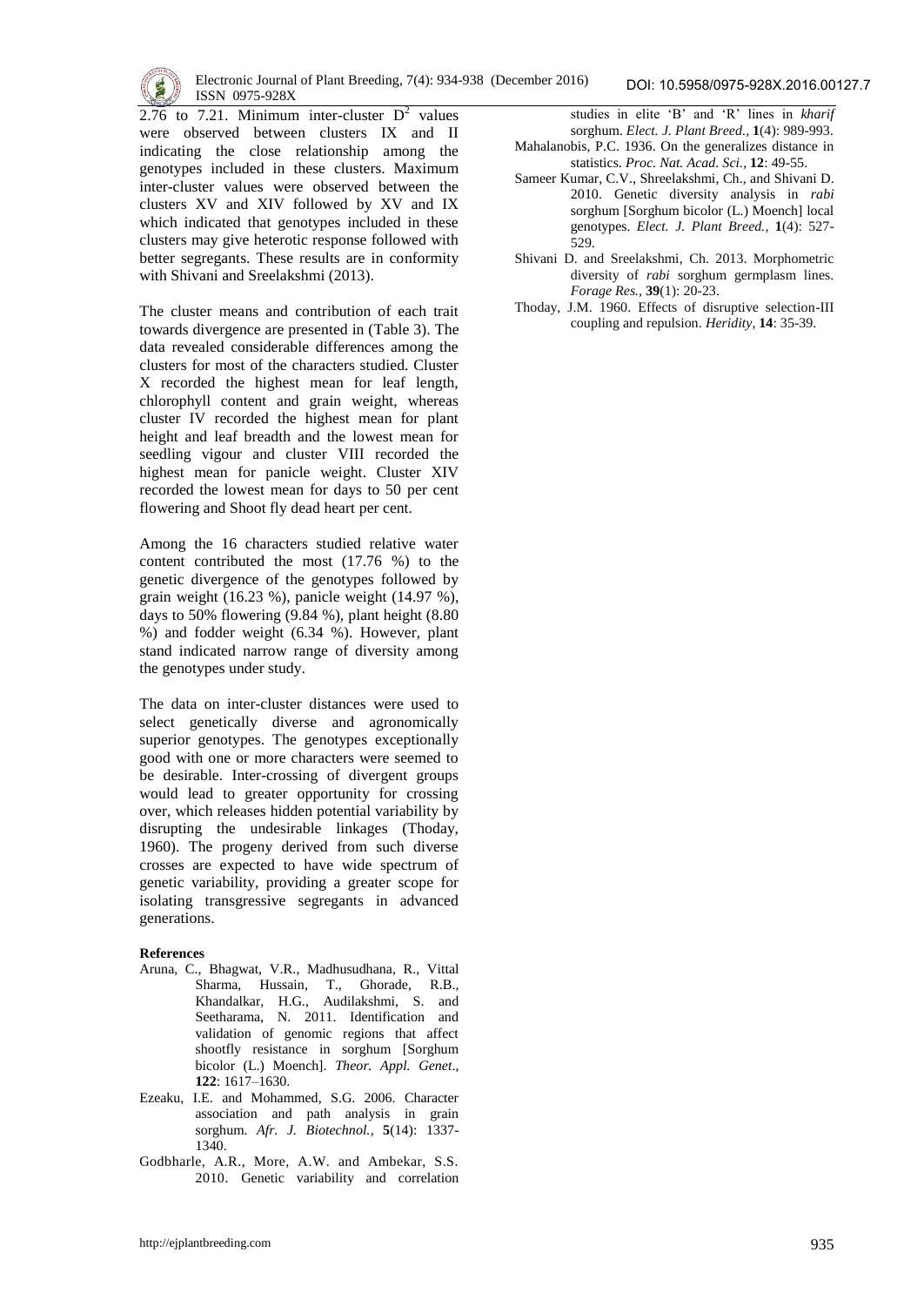2.76 to 7.21. Minimum inter-cluster $D^2$ values were observed between clusters IX and II indicating the close relationship among the genotypes included in these clusters. Maximum inter-cluster values were observed between the clusters XV and XIV followed by XV and IX which indicated that genotypes included in these clusters may give heterotic response followed with better segregants. These results are in conformity with Shivani and Sreelakshmi (2013).

The cluster means and contribution of each trait towards divergence are presented in (Table 3). The data revealed considerable differences among the clusters for most of the characters studied. Cluster X recorded the highest mean for leaf length, chlorophyll content and grain weight, whereas cluster IV recorded the highest mean for plant height and leaf breadth and the lowest mean for seedling vigour and cluster VIII recorded the highest mean for panicle weight. Cluster XIV recorded the lowest mean for days to 50 per cent flowering and Shoot fly dead heart per cent.

Among the 16 characters studied relative water content contributed the most (17.76 %) to the genetic divergence of the genotypes followed by grain weight (16.23 %), panicle weight (14.97 %), days to 50% flowering (9.84 %), plant height (8.80 %) and fodder weight (6.34 %). However, plant stand indicated narrow range of diversity among the genotypes under study.

The data on inter-cluster distances were used to select genetically diverse and agronomically superior genotypes. The genotypes exceptionally good with one or more characters were seemed to be desirable. Inter-crossing of divergent groups would lead to greater opportunity for crossing over, which releases hidden potential variability by disrupting the undesirable linkages (Thoday, 1960). The progeny derived from such diverse crosses are expected to have wide spectrum of genetic variability, providing a greater scope for isolating transgressive segregants in advanced generations.

**References**

Aruna, C., Bhagwat, V.R., Madhusudhana, R., Vittal Sharma, Hussain, T., Ghorade, R.B., Khandalkar, H.G., Audilakshmi, S. and Seetharama, N. 2011. Identification and validation of genomic regions that affect shootfly resistance in sorghum [Sorghum bicolor (L.) Moench]. *Theor. Appl. Genet*., **122**: 1617–1630.

Ezeaku, I.E. and Mohammed, S.G. 2006. Character association and path analysis in grain sorghum. *Afr. J. Biotechnol.*, **5**(14): 1337-1340.

Godbharle, A.R., More, A.W. and Ambekar, S.S. 2010. Genetic variability and correlation studies in elite 'B' and 'R' lines in *kharif* sorghum. *Elect. J. Plant Breed.*, **1**(4): 989-993.

Mahalanobis, P.C. 1936. On the generalizes distance in statistics. *Proc. Nat. Acad. Sci.*, **12**: 49-55.

Sameer Kumar, C.V., Shreelakshmi, Ch., and Shivani D. 2010. Genetic diversity analysis in *rabi* sorghum [Sorghum bicolor (L.) Moench] local genotypes. *Elect. J. Plant Breed.*, **1**(4): 527-529.

Shivani D. and Sreelakshmi, Ch. 2013. Morphometric diversity of *rabi* sorghum germplasm lines. *Forage Res.*, **39**(1): 20-23.

Thoday, J.M. 1960. Effects of disruptive selection-III coupling and repulsion. *Heridity*, **14**: 35-39.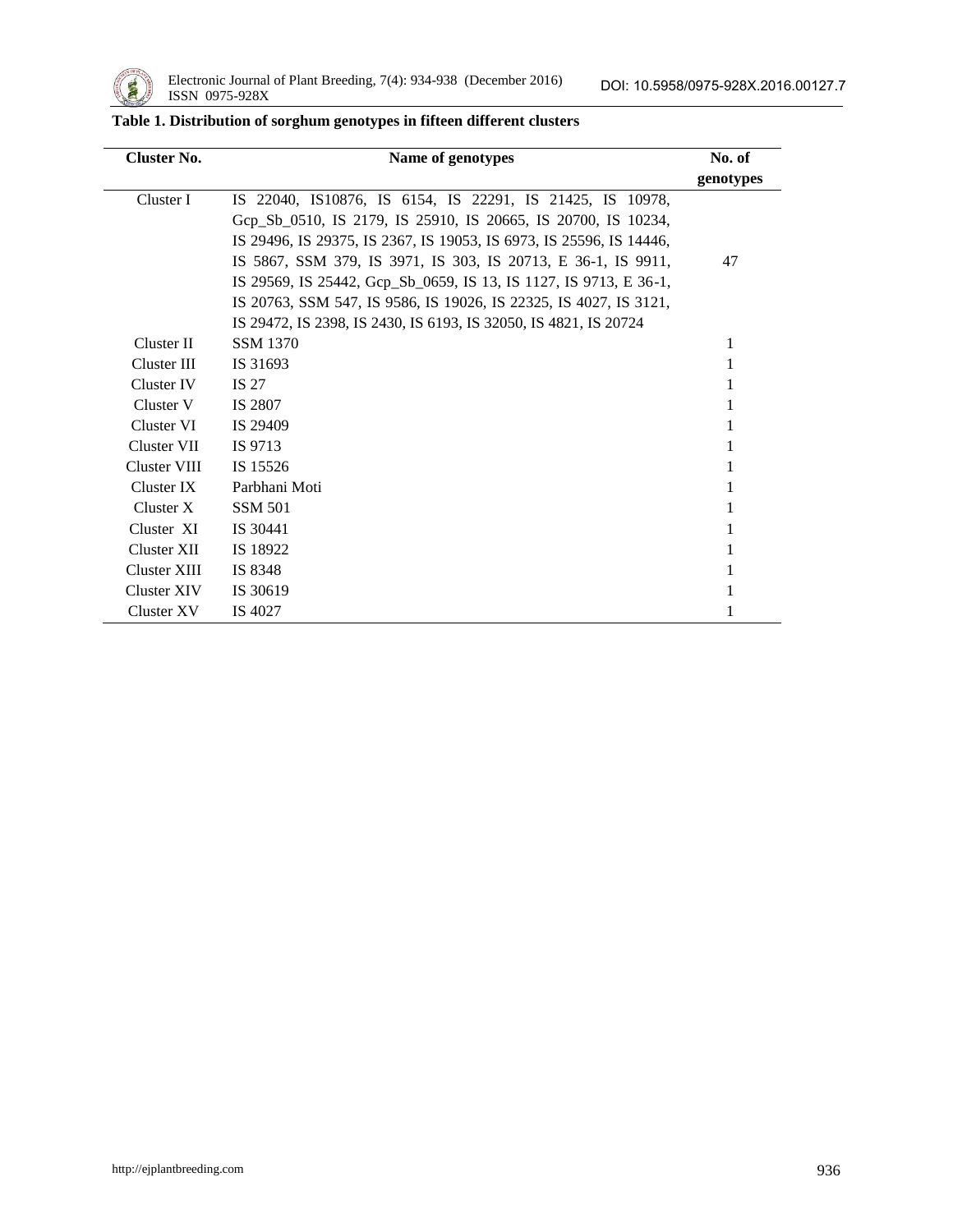**Table 1. Distribution of sorghum genotypes in fifteen different clusters**

| Cluster No. | Name of genotypes | No. of genotypes |
|---|---|---|
| Cluster I | IS 22040, IS10876, IS 6154, IS 22291, IS 21425, IS 10978, Gcp_Sb_0510, IS 2179, IS 25910, IS 20665, IS 20700, IS 10234, IS 29496, IS 29375, IS 2367, IS 19053, IS 6973, IS 25596, IS 14446, IS 5867, SSM 379, IS 3971, IS 303, IS 20713, E 36-1, IS 9911, IS 29569, IS 25442, Gcp_Sb_0659, IS 13, IS 1127, IS 9713, E 36-1, IS 20763, SSM 547, IS 9586, IS 19026, IS 22325, IS 4027, IS 3121, IS 29472, IS 2398, IS 2430, IS 6193, IS 32050, IS 4821, IS 20724 | 47 |
| Cluster II | SSM 1370 | 1 |
| Cluster III | IS 31693 | 1 |
| Cluster IV | IS 27 | 1 |
| Cluster V | IS 2807 | 1 |
| Cluster VI | IS 29409 | 1 |
| Cluster VII | IS 9713 | 1 |
| Cluster VIII | IS 15526 | 1 |
| Cluster IX | Parbhani Moti | 1 |
| Cluster X | SSM 501 | 1 |
| Cluster XI | IS 30441 | 1 |
| Cluster XII | IS 18922 | 1 |
| Cluster XIII | IS 8348 | 1 |
| Cluster XIV | IS 30619 | 1 |
| Cluster XV | IS 4027 | 1 |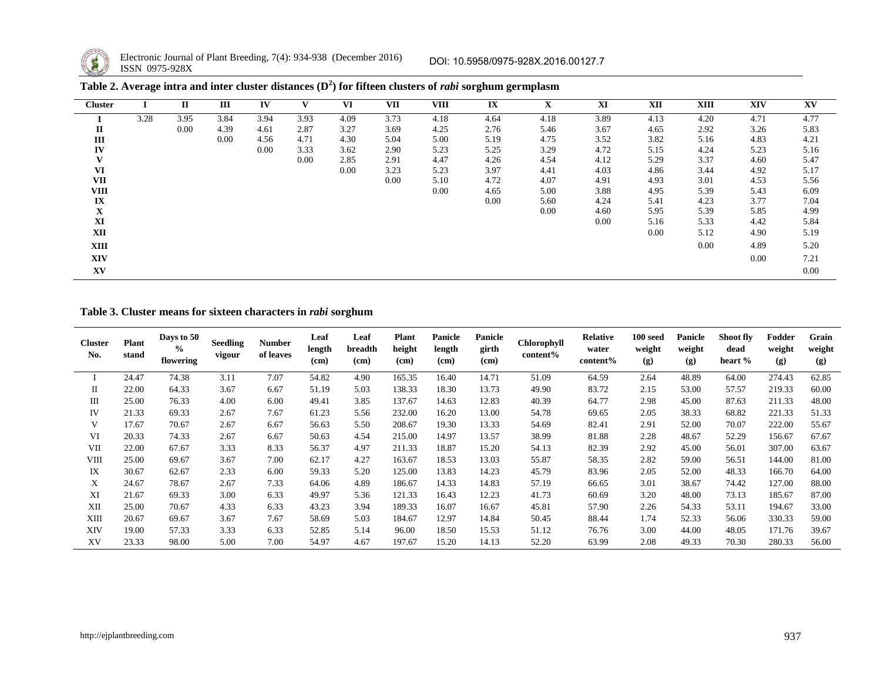**Table 2. Average intra and inter cluster distances ($D^2$) for fifteen clusters of *rabi* sorghum germplasm**

| Cluster | I | II | III | IV | V | VI | VII | VIII | IX | X | XI | XII | XIII | XIV | XV |
|---|---|---|---|---|---|---|---|---|---|---|---|---|---|---|---|
| **I** | 3.28 | 3.95 | 3.84 | 3.94 | 3.93 | 4.09 | 3.73 | 4.18 | 4.64 | 4.18 | 3.89 | 4.13 | 4.20 | 4.71 | 4.77 |
| **II** | | 0.00 | 4.39 | 4.61 | 2.87 | 3.27 | 3.69 | 4.25 | 2.76 | 5.46 | 3.67 | 4.65 | 2.92 | 3.26 | 5.83 |
| **III** | | | 0.00 | 4.56 | 4.71 | 4.30 | 5.04 | 5.00 | 5.19 | 4.75 | 3.52 | 3.82 | 5.16 | 4.83 | 4.21 |
| **IV** | | | | 0.00 | 3.33 | 3.62 | 2.90 | 5.23 | 5.25 | 3.29 | 4.72 | 5.15 | 4.24 | 5.23 | 5.16 |
| **V** | | | | | 0.00 | 2.85 | 2.91 | 4.47 | 4.26 | 4.54 | 4.12 | 5.29 | 3.37 | 4.60 | 5.47 |
| **VI** | | | | | | 0.00 | 3.23 | 5.23 | 3.97 | 4.41 | 4.03 | 4.86 | 3.44 | 4.92 | 5.17 |
| **VII** | | | | | | | 0.00 | 5.10 | 4.72 | 4.07 | 4.91 | 4.93 | 3.01 | 4.53 | 5.56 |
| **VIII** | | | | | | | | 0.00 | 4.65 | 5.00 | 3.88 | 4.95 | 5.39 | 5.43 | 6.09 |
| **IX** | | | | | | | | | 0.00 | 5.60 | 4.24 | 5.41 | 4.23 | 3.77 | 7.04 |
| **X** | | | | | | | | | | 0.00 | 4.60 | 5.95 | 5.39 | 5.85 | 4.99 |
| **XI** | | | | | | | | | | | 0.00 | 5.16 | 5.33 | 4.42 | 5.84 |
| **XII** | | | | | | | | | | | | 0.00 | 5.12 | 4.90 | 5.19 |
| **XIII** | | | | | | | | | | | | | 0.00 | 4.89 | 5.20 |
| **XIV** | | | | | | | | | | | | | | 0.00 | 7.21 |
| **XV** | | | | | | | | | | | | | | | 0.00 |

**Table 3. Cluster means for sixteen characters in *rabi* sorghum**

| Cluster No. | Plant stand | Days to 50 % flowering | Seedling vigour | Number of leaves | Leaf length (cm) | Leaf breadth (cm) | Plant height (cm) | Panicle length (cm) | Panicle girth (cm) | Chlorophyll content% | Relative water content% | 100 seed weight (g) | Panicle weight (g) | Shoot fly dead heart % | Fodder weight (g) | Grain weight (g) |
|---|---|---|---|---|---|---|---|---|---|---|---|---|---|---|---|---|
| I | 24.47 | 74.38 | 3.11 | 7.07 | 54.82 | 4.90 | 165.35 | 16.40 | 14.71 | 51.09 | 64.59 | 2.64 | 48.89 | 64.00 | 274.43 | 62.85 |
| II | 22.00 | 64.33 | 3.67 | 6.67 | 51.19 | 5.03 | 138.33 | 18.30 | 13.73 | 49.90 | 83.72 | 2.15 | 53.00 | 57.57 | 219.33 | 60.00 |
| III | 25.00 | 76.33 | 4.00 | 6.00 | 49.41 | 3.85 | 137.67 | 14.63 | 12.83 | 40.39 | 64.77 | 2.98 | 45.00 | 87.63 | 211.33 | 48.00 |
| IV | 21.33 | 69.33 | 2.67 | 7.67 | 61.23 | 5.56 | 232.00 | 16.20 | 13.00 | 54.78 | 69.65 | 2.05 | 38.33 | 68.82 | 221.33 | 51.33 |
| V | 17.67 | 70.67 | 2.67 | 6.67 | 56.63 | 5.50 | 208.67 | 19.30 | 13.33 | 54.69 | 82.41 | 2.91 | 52.00 | 70.07 | 222.00 | 55.67 |
| VI | 20.33 | 74.33 | 2.67 | 6.67 | 50.63 | 4.54 | 215.00 | 14.97 | 13.57 | 38.99 | 81.88 | 2.28 | 48.67 | 52.29 | 156.67 | 67.67 |
| VII | 22.00 | 67.67 | 3.33 | 8.33 | 56.37 | 4.97 | 211.33 | 18.87 | 15.20 | 54.13 | 82.39 | 2.92 | 45.00 | 56.01 | 307.00 | 63.67 |
| VIII | 25.00 | 69.67 | 3.67 | 7.00 | 62.17 | 4.27 | 163.67 | 18.53 | 13.03 | 55.87 | 58.35 | 2.82 | 59.00 | 56.51 | 144.00 | 81.00 |
| IX | 30.67 | 62.67 | 2.33 | 6.00 | 59.33 | 5.20 | 125.00 | 13.83 | 14.23 | 45.79 | 83.96 | 2.05 | 52.00 | 48.33 | 166.70 | 64.00 |
| X | 24.67 | 78.67 | 2.67 | 7.33 | 64.06 | 4.89 | 186.67 | 14.33 | 14.83 | 57.19 | 66.65 | 3.01 | 38.67 | 74.42 | 127.00 | 88.00 |
| XI | 21.67 | 69.33 | 3.00 | 6.33 | 49.97 | 5.36 | 121.33 | 16.43 | 12.23 | 41.73 | 60.69 | 3.20 | 48.00 | 73.13 | 185.67 | 87.00 |
| XII | 25.00 | 70.67 | 4.33 | 6.33 | 43.23 | 3.94 | 189.33 | 16.07 | 16.67 | 45.81 | 57.90 | 2.26 | 54.33 | 53.11 | 194.67 | 33.00 |
| XIII | 20.67 | 69.67 | 3.67 | 7.67 | 58.69 | 5.03 | 184.67 | 12.97 | 14.84 | 50.45 | 88.44 | 1.74 | 52.33 | 56.06 | 330.33 | 59.00 |
| XIV | 19.00 | 57.33 | 3.33 | 6.33 | 52.85 | 5.14 | 96.00 | 18.50 | 15.53 | 51.12 | 76.76 | 3.00 | 44.00 | 48.05 | 171.76 | 39.67 |
| XV | 23.33 | 98.00 | 5.00 | 7.00 | 54.97 | 4.67 | 197.67 | 15.20 | 14.13 | 52.20 | 63.99 | 2.08 | 49.33 | 70.30 | 280.33 | 56.00 |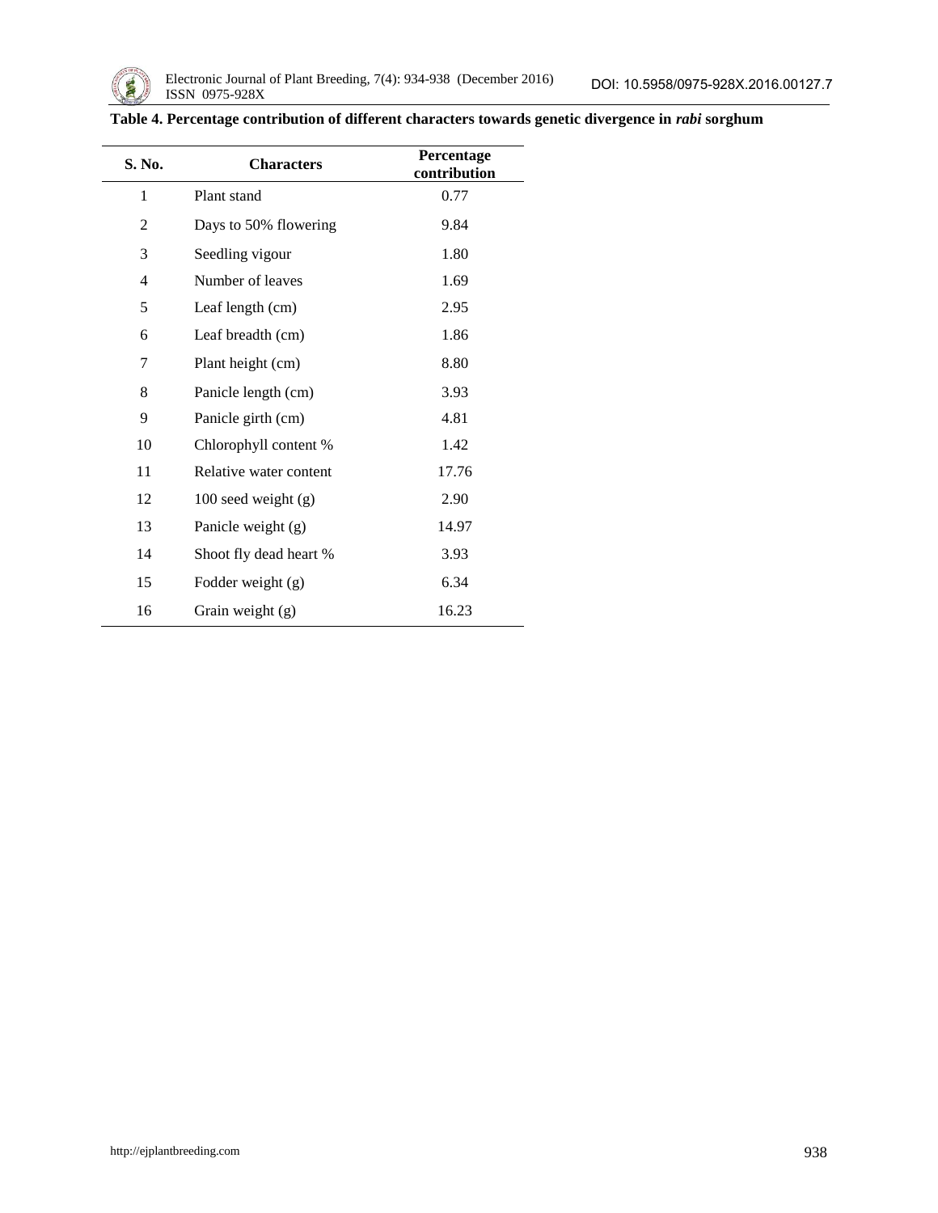**Table 4. Percentage contribution of different characters towards genetic divergence in *rabi* sorghum**

| S. No. | Characters | Percentage contribution |
|---|---|---|
| 1 | Plant stand | 0.77 |
| 2 | Days to 50% flowering | 9.84 |
| 3 | Seedling vigour | 1.80 |
| 4 | Number of leaves | 1.69 |
| 5 | Leaf length (cm) | 2.95 |
| 6 | Leaf breadth (cm) | 1.86 |
| 7 | Plant height (cm) | 8.80 |
| 8 | Panicle length (cm) | 3.93 |
| 9 | Panicle girth (cm) | 4.81 |
| 10 | Chlorophyll content % | 1.42 |
| 11 | Relative water content | 17.76 |
| 12 | 100 seed weight (g) | 2.90 |
| 13 | Panicle weight (g) | 14.97 |
| 14 | Shoot fly dead heart % | 3.93 |
| 15 | Fodder weight (g) | 6.34 |
| 16 | Grain weight (g) | 16.23 |